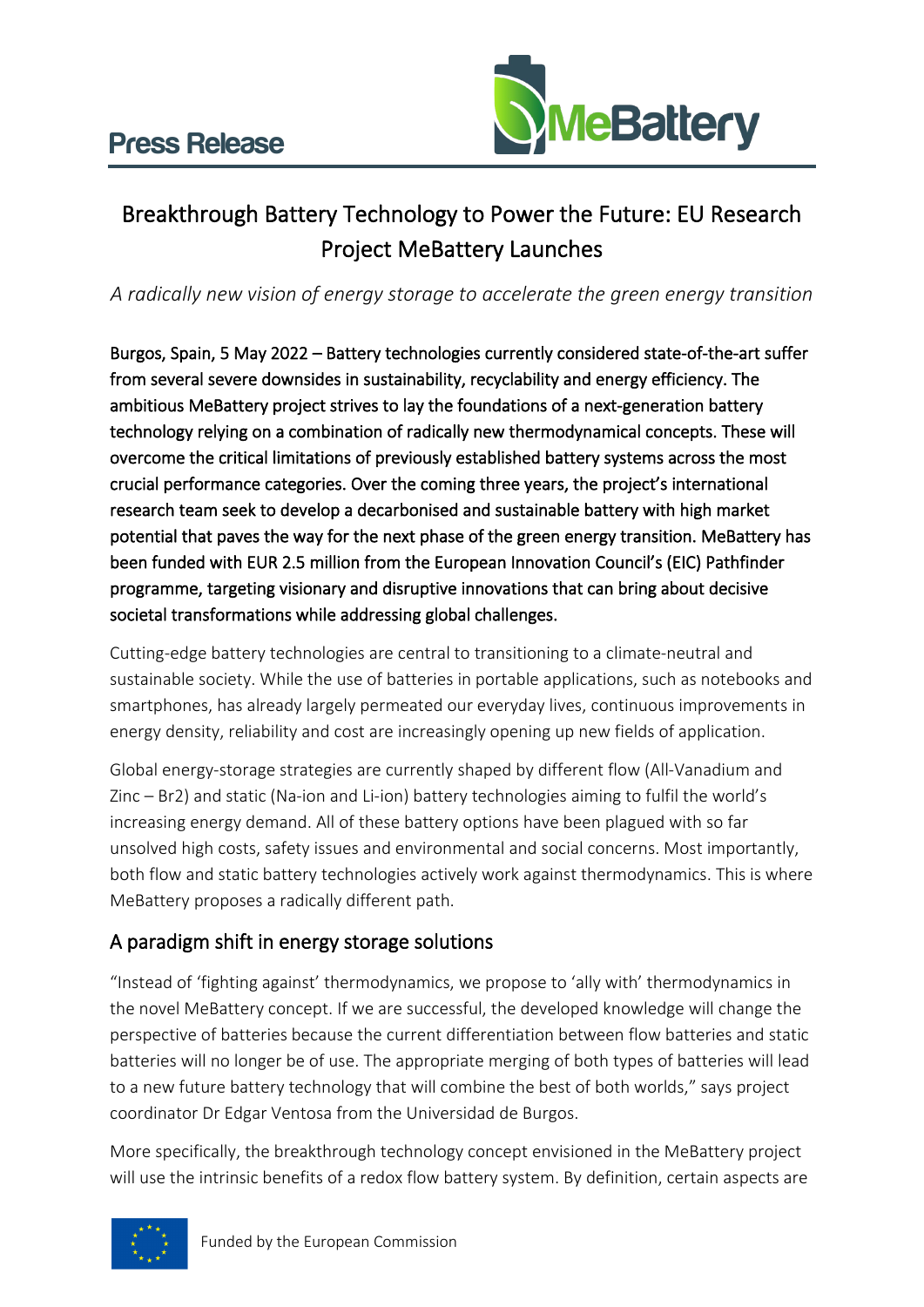Press Release

# Breakthrough Battery Technology to Power the Future: EU Research Project MeBattery Launches

*A radically new vision of energy storage to accelerate the green energy transition*

**Burgos, Spain, 5 May 2022 – Battery technologies currently considered state-of-the-art suffer from several severe downsides in sustainability, recyclability and energy efficiency. The ambitious MeBattery project strives to lay the foundations of a next-generation battery technology relying on a combination of radically new thermodynamical concepts. These will overcome the critical limitations of previously established battery systems across the most crucial performance categories. Over the coming three years, the project's international research team seek to develop a decarbonised and sustainable battery with high market potential that paves the way for the next phase of the green energy transition. MeBattery has been funded with EUR 2.5 million from the European Innovation Council's (EIC) Pathfinder programme, targeting visionary and disruptive innovations that can bring about decisive societal transformations while addressing global challenges.**

Cutting-edge battery technologies are central to transitioning to a climate-neutral and sustainable society. While the use of batteries in portable applications, such as notebooks and smartphones, has already largely permeated our everyday lives, continuous improvements in energy density, reliability and cost are increasingly opening up new fields of application.

Global energy-storage strategies are currently shaped by different flow (All-Vanadium and Zinc – $Br_2$) and static (Na-ion and Li-ion) battery technologies aiming to fulfil the world's increasing energy demand. All of these battery options have been plagued with so far unsolved high costs, safety issues and environmental and social concerns. Most importantly, both flow and static battery technologies actively work against thermodynamics. This is where MeBattery proposes a radically different path.

## A paradigm shift in energy storage solutions

"Instead of 'fighting against' thermodynamics, we propose to 'ally with' thermodynamics in the novel MeBattery concept. If we are successful, the developed knowledge will change the perspective of batteries because the current differentiation between flow batteries and static batteries will no longer be of use. The appropriate merging of both types of batteries will lead to a new future battery technology that will combine the best of both worlds," says project coordinator Dr Edgar Ventosa from the Universidad de Burgos.

More specifically, the breakthrough technology concept envisioned in the MeBattery project will use the intrinsic benefits of a redox flow battery system. By definition, certain aspects are

Funded by the European Commission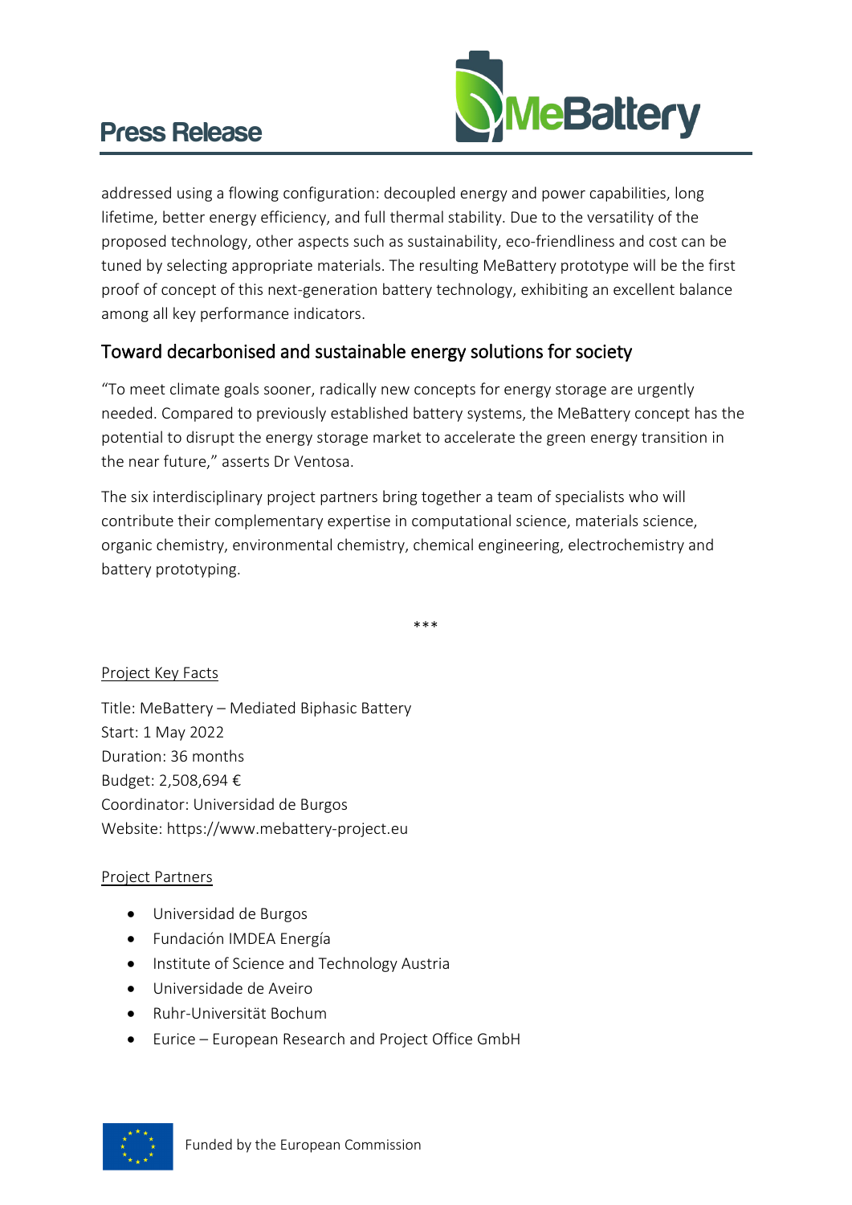addressed using a flowing configuration: decoupled energy and power capabilities, long lifetime, better energy efficiency, and full thermal stability. Due to the versatility of the proposed technology, other aspects such as sustainability, eco-friendliness and cost can be tuned by selecting appropriate materials. The resulting MeBattery prototype will be the first proof of concept of this next-generation battery technology, exhibiting an excellent balance among all key performance indicators.

## Toward decarbonised and sustainable energy solutions for society

"To meet climate goals sooner, radically new concepts for energy storage are urgently needed. Compared to previously established battery systems, the MeBattery concept has the potential to disrupt the energy storage market to accelerate the green energy transition in the near future," asserts Dr Ventosa.

The six interdisciplinary project partners bring together a team of specialists who will contribute their complementary expertise in computational science, materials science, organic chemistry, environmental chemistry, chemical engineering, electrochemistry and battery prototyping.

***

Project Key Facts

Title: MeBattery – Mediated Biphasic Battery
Start: 1 May 2022
Duration: 36 months
Budget: 2,508,694 €
Coordinator: Universidad de Burgos
Website: https://www.mebattery-project.eu

Project Partners

- Universidad de Burgos
- Fundación IMDEA Energía
- Institute of Science and Technology Austria
- Universidade de Aveiro
- Ruhr-Universität Bochum
- Eurice – European Research and Project Office GmbH

Funded by the European Commission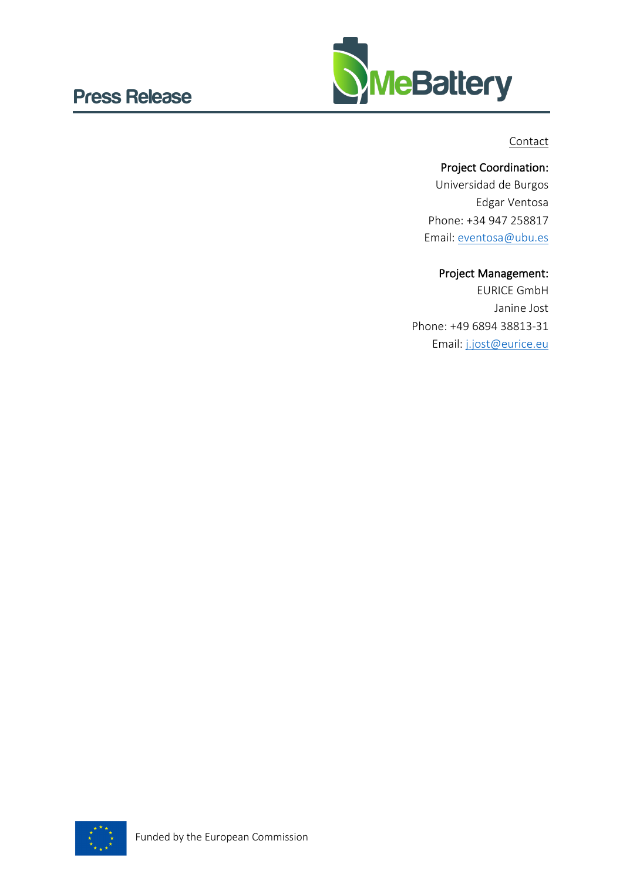Contact

**Project Coordination:**
Universidad de Burgos
Edgar Ventosa
Phone: +34 947 258817
Email: eventosa@ubu.es

**Project Management:**
EURICE GmbH
Janine Jost
Phone: +49 6894 38813-31
Email: j.jost@eurice.eu

Funded by the European Commission